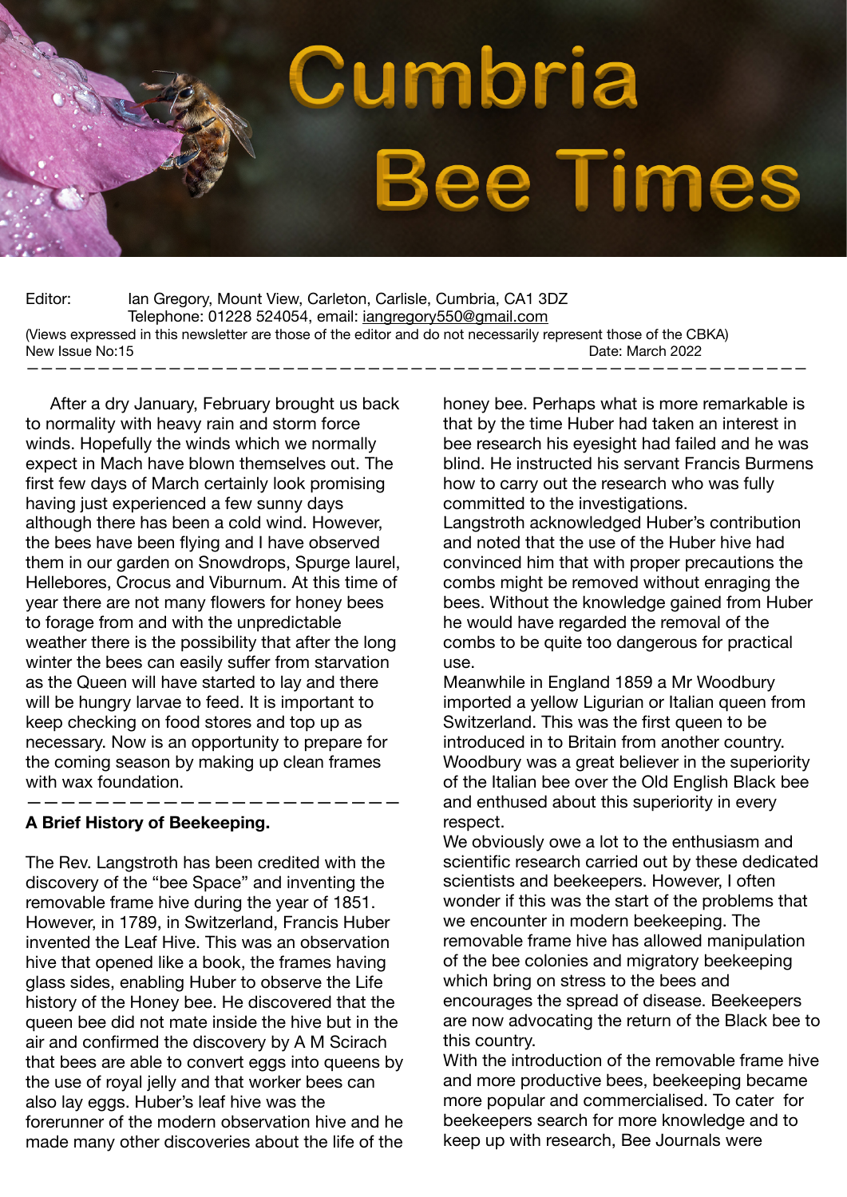# Cumbria Bee Times

Editor: Ian Gregory, Mount View, Carleton, Carlisle, Cumbria, CA1 3DZ
Telephone: 01228 524054, email: iangregory550@gmail.com

(Views expressed in this newsletter are those of the editor and do not necessarily represent those of the CBKA)

New Issue No:15 Date: March 2022

---

After a dry January, February brought us back to normality with heavy rain and storm force winds. Hopefully the winds which we normally expect in Mach have blown themselves out. The first few days of March certainly look promising having just experienced a few sunny days although there has been a cold wind. However, the bees have been flying and I have observed them in our garden on Snowdrops, Spurge laurel, Hellebores, Crocus and Viburnum. At this time of year there are not many flowers for honey bees to forage from and with the unpredictable weather there is the possibility that after the long winter the bees can easily suffer from starvation as the Queen will have started to lay and there will be hungry larvae to feed. It is important to keep checking on food stores and top up as necessary. Now is an opportunity to prepare for the coming season by making up clean frames with wax foundation.

---

**A Brief History of Beekeeping.**

The Rev. Langstroth has been credited with the discovery of the "bee Space" and inventing the removable frame hive during the year of 1851. However, in 1789, in Switzerland, Francis Huber invented the Leaf Hive. This was an observation hive that opened like a book, the frames having glass sides, enabling Huber to observe the Life history of the Honey bee. He discovered that the queen bee did not mate inside the hive but in the air and confirmed the discovery by A M Scirach that bees are able to convert eggs into queens by the use of royal jelly and that worker bees can also lay eggs. Huber's leaf hive was the forerunner of the modern observation hive and he made many other discoveries about the life of the honey bee. Perhaps what is more remarkable is that by the time Huber had taken an interest in bee research his eyesight had failed and he was blind. He instructed his servant Francis Burmens how to carry out the research who was fully committed to the investigations.

Langstroth acknowledged Huber's contribution and noted that the use of the Huber hive had convinced him that with proper precautions the combs might be removed without enraging the bees. Without the knowledge gained from Huber he would have regarded the removal of the combs to be quite too dangerous for practical use.

Meanwhile in England 1859 a Mr Woodbury imported a yellow Ligurian or Italian queen from Switzerland. This was the first queen to be introduced in to Britain from another country. Woodbury was a great believer in the superiority of the Italian bee over the Old English Black bee and enthused about this superiority in every respect.

We obviously owe a lot to the enthusiasm and scientific research carried out by these dedicated scientists and beekeepers. However, I often wonder if this was the start of the problems that we encounter in modern beekeeping. The removable frame hive has allowed manipulation of the bee colonies and migratory beekeeping which bring on stress to the bees and encourages the spread of disease. Beekeepers are now advocating the return of the Black bee to this country.

With the introduction of the removable frame hive and more productive bees, beekeeping became more popular and commercialised. To cater for beekeepers search for more knowledge and to keep up with research, Bee Journals were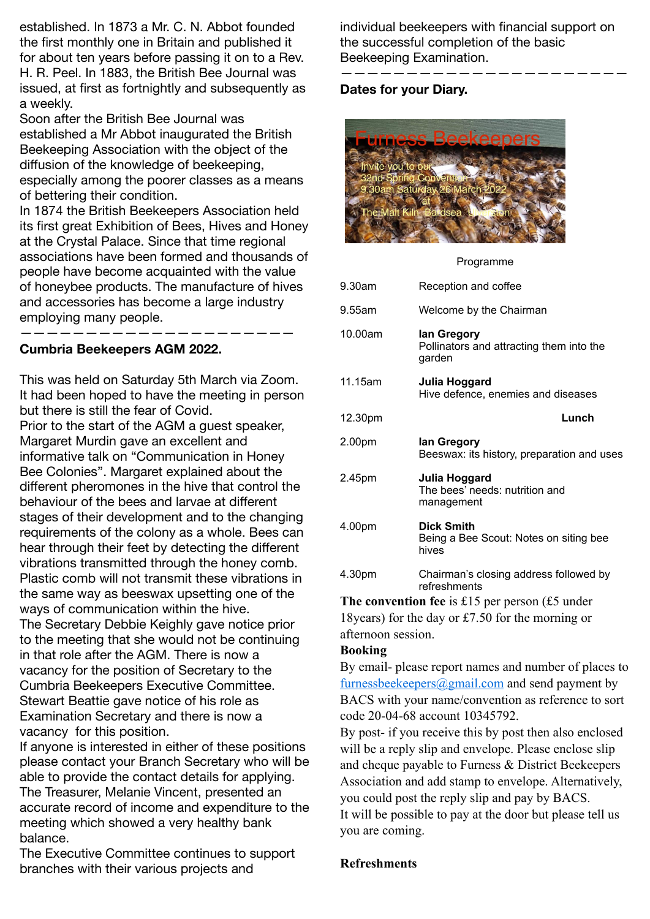established. In 1873 a Mr. C. N. Abbot founded the first monthly one in Britain and published it for about ten years before passing it on to a Rev. H. R. Peel. In 1883, the British Bee Journal was issued, at first as fortnightly and subsequently as a weekly.

Soon after the British Bee Journal was established a Mr Abbot inaugurated the British Beekeeping Association with the object of the diffusion of the knowledge of beekeeping, especially among the poorer classes as a means of bettering their condition.

In 1874 the British Beekeepers Association held its first great Exhibition of Bees, Hives and Honey at the Crystal Palace. Since that time regional associations have been formed and thousands of people have become acquainted with the value of honeybee products. The manufacture of hives and accessories has become a large industry employing many people.

———————————————————————

**Cumbria Beekeepers AGM 2022.**

This was held on Saturday 5th March via Zoom. It had been hoped to have the meeting in person but there is still the fear of Covid.

Prior to the start of the AGM a guest speaker, Margaret Murdin gave an excellent and informative talk on "Communication in Honey Bee Colonies". Margaret explained about the different pheromones in the hive that control the behaviour of the bees and larvae at different stages of their development and to the changing requirements of the colony as a whole. Bees can hear through their feet by detecting the different vibrations transmitted through the honey comb. Plastic comb will not transmit these vibrations in the same way as beeswax upsetting one of the ways of communication within the hive.

The Secretary Debbie Keighly gave notice prior to the meeting that she would not be continuing in that role after the AGM. There is now a vacancy for the position of Secretary to the Cumbria Beekeepers Executive Committee.

Stewart Beattie gave notice of his role as Examination Secretary and there is now a vacancy for this position.

If anyone is interested in either of these positions please contact your Branch Secretary who will be able to provide the contact details for applying.

The Treasurer, Melanie Vincent, presented an accurate record of income and expenditure to the meeting which showed a very healthy bank balance.

The Executive Committee continues to support branches with their various projects and individual beekeepers with financial support on the successful completion of the basic Beekeeping Examination.

———————————————————————

**Dates for your Diary.**

Furness Beekeepers

Invite you to our 32nd Spring Convention 9.30am Saturday 26 March 2022 at The Malt Kiln, Bardsea, Ulverston

Programme

| | |
|---|---|
| 9.30am | Reception and coffee |
| 9.55am | Welcome by the Chairman |
| 10.00am | **Ian Gregory** Pollinators and attracting them into the garden |
| 11.15am | **Julia Hoggard** Hive defence, enemies and diseases |
| 12.30pm | **Lunch** |
| 2.00pm | **Ian Gregory** Beeswax: its history, preparation and uses |
| 2.45pm | **Julia Hoggard** The bees' needs: nutrition and management |
| 4.00pm | **Dick Smith** Being a Bee Scout: Notes on siting bee hives |
| 4.30pm | Chairman's closing address followed by refreshments |

**The convention fee** is £15 per person (£5 under 18years) for the day or £7.50 for the morning or afternoon session.

**Booking**

By email- please report names and number of places to furnessbeekeepers@gmail.com and send payment by BACS with your name/convention as reference to sort code 20-04-68 account 10345792.

By post- if you receive this by post then also enclosed will be a reply slip and envelope. Please enclose slip and cheque payable to Furness & District Beekeepers Association and add stamp to envelope. Alternatively, you could post the reply slip and pay by BACS.

It will be possible to pay at the door but please tell us you are coming.

**Refreshments**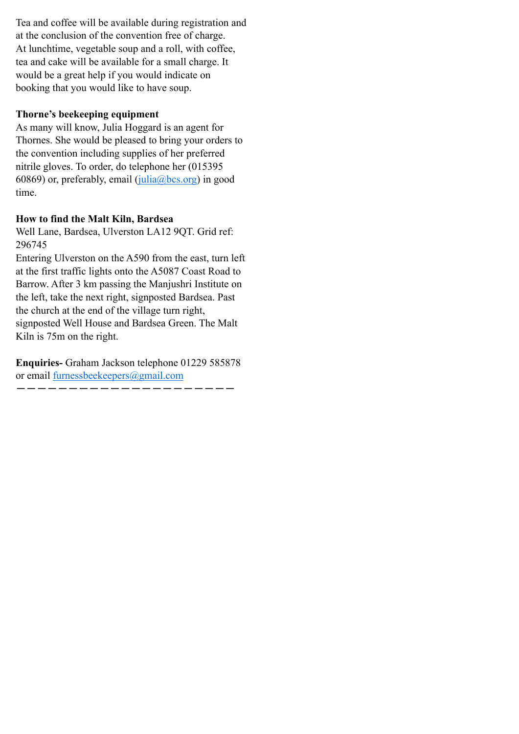Tea and coffee will be available during registration and at the conclusion of the convention free of charge. At lunchtime, vegetable soup and a roll, with coffee, tea and cake will be available for a small charge. It would be a great help if you would indicate on booking that you would like to have soup.

**Thorne's beekeeping equipment**

As many will know, Julia Hoggard is an agent for Thornes. She would be pleased to bring your orders to the convention including supplies of her preferred nitrile gloves. To order, do telephone her (015395 60869) or, preferably, email (julia@bcs.org) in good time.

**How to find the Malt Kiln, Bardsea**

Well Lane, Bardsea, Ulverston LA12 9QT. Grid ref: 296745

Entering Ulverston on the A590 from the east, turn left at the first traffic lights onto the A5087 Coast Road to Barrow. After 3 km passing the Manjushri Institute on the left, take the next right, signposted Bardsea. Past the church at the end of the village turn right, signposted Well House and Bardsea Green. The Malt Kiln is 75m on the right.

**Enquiries-** Graham Jackson telephone 01229 585878 or email furnessbeekeepers@gmail.com

---